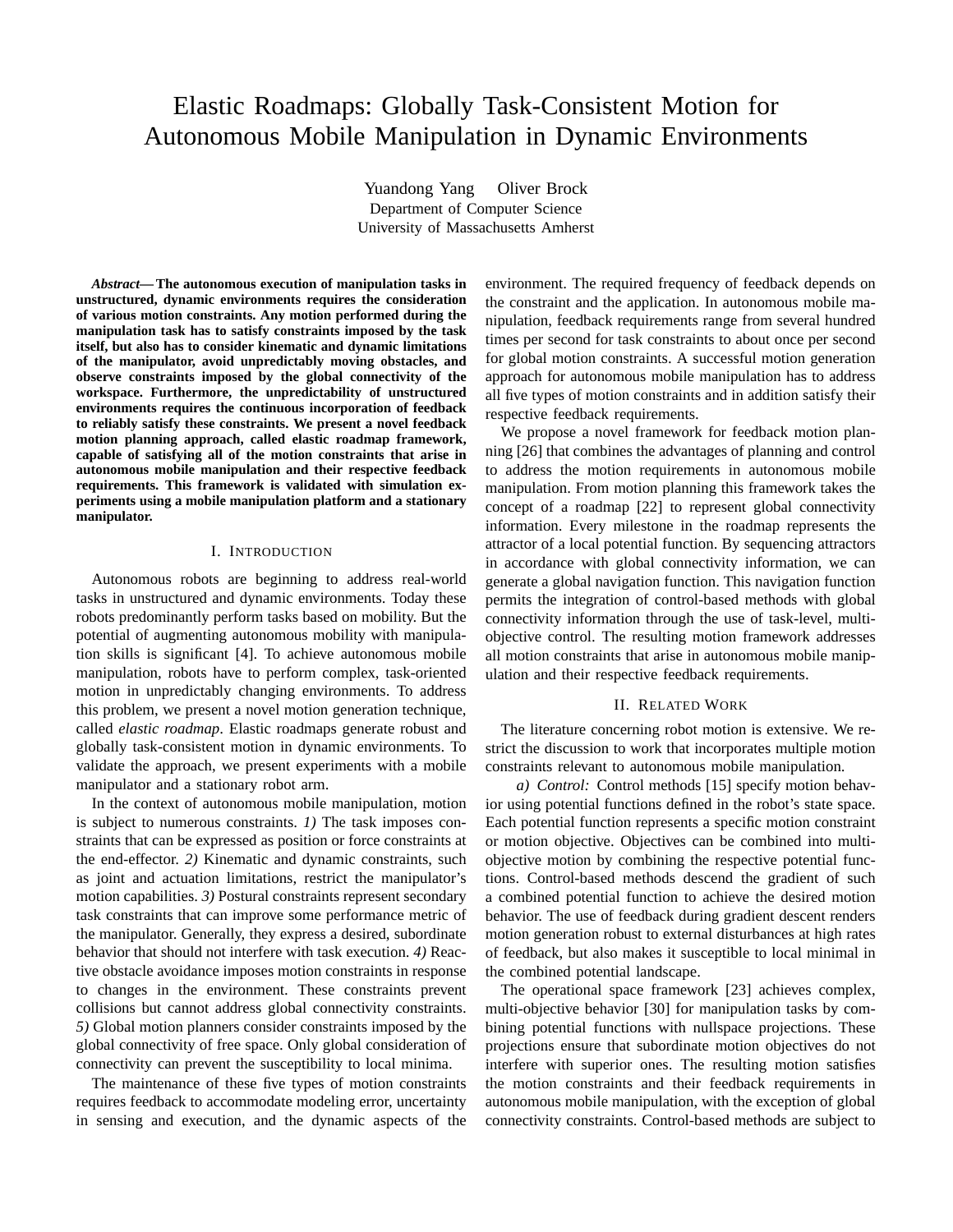# Elastic Roadmaps: Globally Task-Consistent Motion for Autonomous Mobile Manipulation in Dynamic Environments

Yuandong Yang Oliver Brock
Department of Computer Science
University of Massachusetts Amherst

***Abstract*— The autonomous execution of manipulation tasks in unstructured, dynamic environments requires the consideration of various motion constraints. Any motion performed during the manipulation task has to satisfy constraints imposed by the task itself, but also has to consider kinematic and dynamic limitations of the manipulator, avoid unpredictably moving obstacles, and observe constraints imposed by the global connectivity of the workspace. Furthermore, the unpredictability of unstructured environments requires the continuous incorporation of feedback to reliably satisfy these constraints. We present a novel feedback motion planning approach, called elastic roadmap framework, capable of satisfying all of the motion constraints that arise in autonomous mobile manipulation and their respective feedback requirements. This framework is validated with simulation experiments using a mobile manipulation platform and a stationary manipulator.**

## I. Introduction

Autonomous robots are beginning to address real-world tasks in unstructured and dynamic environments. Today these robots predominantly perform tasks based on mobility. But the potential of augmenting autonomous mobility with manipulation skills is significant [4]. To achieve autonomous mobile manipulation, robots have to perform complex, task-oriented motion in unpredictably changing environments. To address this problem, we present a novel motion generation technique, called *elastic roadmap*. Elastic roadmaps generate robust and globally task-consistent motion in dynamic environments. To validate the approach, we present experiments with a mobile manipulator and a stationary robot arm.

In the context of autonomous mobile manipulation, motion is subject to numerous constraints. *1)* The task imposes constraints that can be expressed as position or force constraints at the end-effector. *2)* Kinematic and dynamic constraints, such as joint and actuation limitations, restrict the manipulator's motion capabilities. *3)* Postural constraints represent secondary task constraints that can improve some performance metric of the manipulator. Generally, they express a desired, subordinate behavior that should not interfere with task execution. *4)* Reactive obstacle avoidance imposes motion constraints in response to changes in the environment. These constraints prevent collisions but cannot address global connectivity constraints. *5)* Global motion planners consider constraints imposed by the global connectivity of free space. Only global consideration of connectivity can prevent the susceptibility to local minima.

The maintenance of these five types of motion constraints requires feedback to accommodate modeling error, uncertainty in sensing and execution, and the dynamic aspects of the environment. The required frequency of feedback depends on the constraint and the application. In autonomous mobile manipulation, feedback requirements range from several hundred times per second for task constraints to about once per second for global motion constraints. A successful motion generation approach for autonomous mobile manipulation has to address all five types of motion constraints and in addition satisfy their respective feedback requirements.

We propose a novel framework for feedback motion planning [26] that combines the advantages of planning and control to address the motion requirements in autonomous mobile manipulation. From motion planning this framework takes the concept of a roadmap [22] to represent global connectivity information. Every milestone in the roadmap represents the attractor of a local potential function. By sequencing attractors in accordance with global connectivity information, we can generate a global navigation function. This navigation function permits the integration of control-based methods with global connectivity information through the use of task-level, multi-objective control. The resulting motion framework addresses all motion constraints that arise in autonomous mobile manipulation and their respective feedback requirements.

## II. Related Work

The literature concerning robot motion is extensive. We restrict the discussion to work that incorporates multiple motion constraints relevant to autonomous mobile manipulation.

*a) Control:* Control methods [15] specify motion behavior using potential functions defined in the robot's state space. Each potential function represents a specific motion constraint or motion objective. Objectives can be combined into multi-objective motion by combining the respective potential functions. Control-based methods descend the gradient of such a combined potential function to achieve the desired motion behavior. The use of feedback during gradient descent renders motion generation robust to external disturbances at high rates of feedback, but also makes it susceptible to local minimal in the combined potential landscape.

The operational space framework [23] achieves complex, multi-objective behavior [30] for manipulation tasks by combining potential functions with nullspace projections. These projections ensure that subordinate motion objectives do not interfere with superior ones. The resulting motion satisfies the motion constraints and their feedback requirements in autonomous mobile manipulation, with the exception of global connectivity constraints. Control-based methods are subject to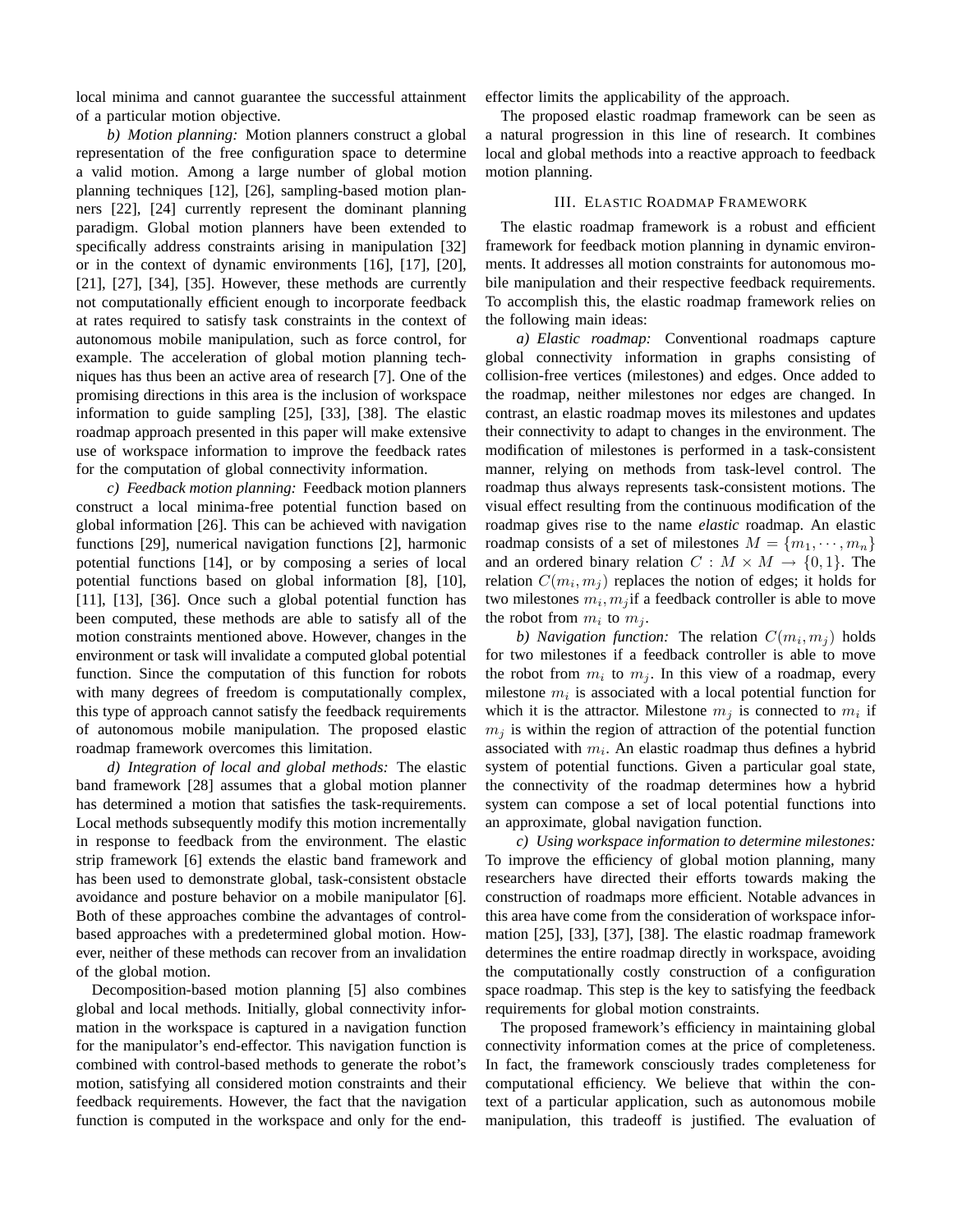local minima and cannot guarantee the successful attainment of a particular motion objective.

*b) Motion planning:* Motion planners construct a global representation of the free configuration space to determine a valid motion. Among a large number of global motion planning techniques [12], [26], sampling-based motion planners [22], [24] currently represent the dominant planning paradigm. Global motion planners have been extended to specifically address constraints arising in manipulation [32] or in the context of dynamic environments [16], [17], [20], [21], [27], [34], [35]. However, these methods are currently not computationally efficient enough to incorporate feedback at rates required to satisfy task constraints in the context of autonomous mobile manipulation, such as force control, for example. The acceleration of global motion planning techniques has thus been an active area of research [7]. One of the promising directions in this area is the inclusion of workspace information to guide sampling [25], [33], [38]. The elastic roadmap approach presented in this paper will make extensive use of workspace information to improve the feedback rates for the computation of global connectivity information.

*c) Feedback motion planning:* Feedback motion planners construct a local minima-free potential function based on global information [26]. This can be achieved with navigation functions [29], numerical navigation functions [2], harmonic potential functions [14], or by composing a series of local potential functions based on global information [8], [10], [11], [13], [36]. Once such a global potential function has been computed, these methods are able to satisfy all of the motion constraints mentioned above. However, changes in the environment or task will invalidate a computed global potential function. Since the computation of this function for robots with many degrees of freedom is computationally complex, this type of approach cannot satisfy the feedback requirements of autonomous mobile manipulation. The proposed elastic roadmap framework overcomes this limitation.

*d) Integration of local and global methods:* The elastic band framework [28] assumes that a global motion planner has determined a motion that satisfies the task-requirements. Local methods subsequently modify this motion incrementally in response to feedback from the environment. The elastic strip framework [6] extends the elastic band framework and has been used to demonstrate global, task-consistent obstacle avoidance and posture behavior on a mobile manipulator [6]. Both of these approaches combine the advantages of control-based approaches with a predetermined global motion. However, neither of these methods can recover from an invalidation of the global motion.

Decomposition-based motion planning [5] also combines global and local methods. Initially, global connectivity information in the workspace is captured in a navigation function for the manipulator's end-effector. This navigation function is combined with control-based methods to generate the robot's motion, satisfying all considered motion constraints and their feedback requirements. However, the fact that the navigation function is computed in the workspace and only for the end-effector limits the applicability of the approach.

The proposed elastic roadmap framework can be seen as a natural progression in this line of research. It combines local and global methods into a reactive approach to feedback motion planning.

## III. Elastic Roadmap Framework

The elastic roadmap framework is a robust and efficient framework for feedback motion planning in dynamic environments. It addresses all motion constraints for autonomous mobile manipulation and their respective feedback requirements. To accomplish this, the elastic roadmap framework relies on the following main ideas:

*a) Elastic roadmap:* Conventional roadmaps capture global connectivity information in graphs consisting of collision-free vertices (milestones) and edges. Once added to the roadmap, neither milestones nor edges are changed. In contrast, an elastic roadmap moves its milestones and updates their connectivity to adapt to changes in the environment. The modification of milestones is performed in a task-consistent manner, relying on methods from task-level control. The roadmap thus always represents task-consistent motions. The visual effect resulting from the continuous modification of the roadmap gives rise to the name *elastic* roadmap. An elastic roadmap consists of a set of milestones $M = \{m_1, \cdots, m_n\}$ and an ordered binary relation $C : M \times M \rightarrow \{0, 1\}$. The relation $C(m_i, m_j)$ replaces the notion of edges; it holds for two milestones $m_i, m_j$ if a feedback controller is able to move the robot from $m_i$ to $m_j$.

*b) Navigation function:* The relation $C(m_i, m_j)$ holds for two milestones if a feedback controller is able to move the robot from $m_i$ to $m_j$. In this view of a roadmap, every milestone $m_i$ is associated with a local potential function for which it is the attractor. Milestone $m_j$ is connected to $m_i$ if $m_j$ is within the region of attraction of the potential function associated with $m_i$. An elastic roadmap thus defines a hybrid system of potential functions. Given a particular goal state, the connectivity of the roadmap determines how a hybrid system can compose a set of local potential functions into an approximate, global navigation function.

*c) Using workspace information to determine milestones:* To improve the efficiency of global motion planning, many researchers have directed their efforts towards making the construction of roadmaps more efficient. Notable advances in this area have come from the consideration of workspace information [25], [33], [37], [38]. The elastic roadmap framework determines the entire roadmap directly in workspace, avoiding the computationally costly construction of a configuration space roadmap. This step is the key to satisfying the feedback requirements for global motion constraints.

The proposed framework's efficiency in maintaining global connectivity information comes at the price of completeness. In fact, the framework consciously trades completeness for computational efficiency. We believe that within the context of a particular application, such as autonomous mobile manipulation, this tradeoff is justified. The evaluation of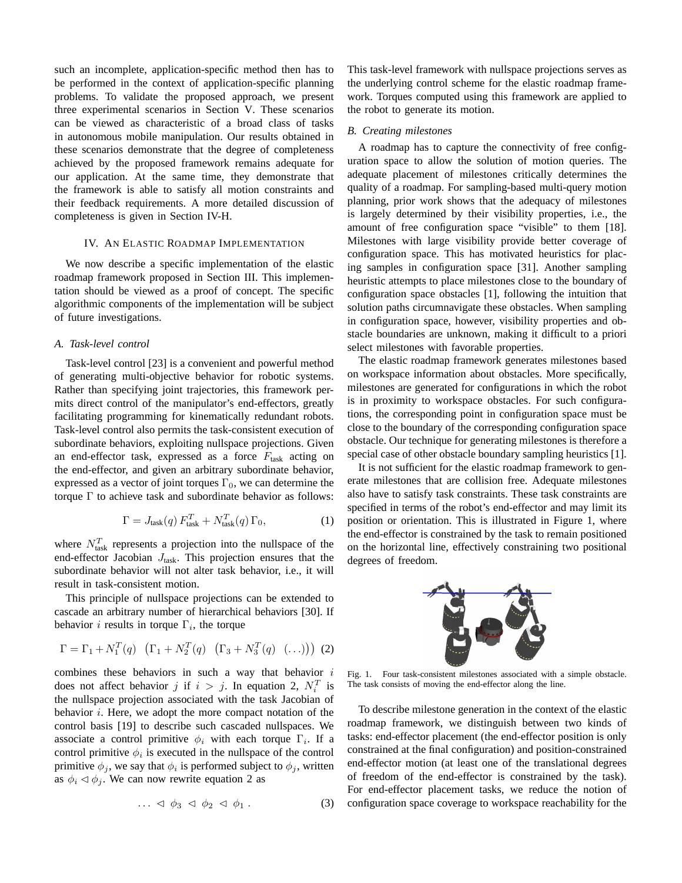such an incomplete, application-specific method then has to be performed in the context of application-specific planning problems. To validate the proposed approach, we present three experimental scenarios in Section V. These scenarios can be viewed as characteristic of a broad class of tasks in autonomous mobile manipulation. Our results obtained in these scenarios demonstrate that the degree of completeness achieved by the proposed framework remains adequate for our application. At the same time, they demonstrate that the framework is able to satisfy all motion constraints and their feedback requirements. A more detailed discussion of completeness is given in Section IV-H.

## IV. An Elastic Roadmap Implementation

We now describe a specific implementation of the elastic roadmap framework proposed in Section III. This implementation should be viewed as a proof of concept. The specific algorithmic components of the implementation will be subject of future investigations.

### A. Task-level control

Task-level control [23] is a convenient and powerful method of generating multi-objective behavior for robotic systems. Rather than specifying joint trajectories, this framework permits direct control of the manipulator's end-effectors, greatly facilitating programming for kinematically redundant robots. Task-level control also permits the task-consistent execution of subordinate behaviors, exploiting nullspace projections. Given an end-effector task, expressed as a force $F_{\text{task}}$ acting on the end-effector, and given an arbitrary subordinate behavior, expressed as a vector of joint torques $\Gamma_0$, we can determine the torque $\Gamma$ to achieve task and subordinate behavior as follows:

$$\Gamma = J_{\text{task}}(q)\, F_{\text{task}}^T + N_{\text{task}}^T(q)\, \Gamma_0, \tag{1}$$

where $N_{\text{task}}^T$ represents a projection into the nullspace of the end-effector Jacobian $J_{\text{task}}$. This projection ensures that the subordinate behavior will not alter task behavior, i.e., it will result in task-consistent motion.

This principle of nullspace projections can be extended to cascade an arbitrary number of hierarchical behaviors [30]. If behavior $i$ results in torque $\Gamma_i$, the torque

$$\Gamma = \Gamma_1 + N_1^T(q) \quad \left(\Gamma_1 + N_2^T(q) \quad \left(\Gamma_3 + N_3^T(q) \quad (\ldots)\right)\right) \tag{2}$$

combines these behaviors in such a way that behavior $i$ does not affect behavior $j$ if $i > j$. In equation 2, $N_i^T$ is the nullspace projection associated with the task Jacobian of behavior $i$. Here, we adopt the more compact notation of the control basis [19] to describe such cascaded nullspaces. We associate a control primitive $\phi_i$ with each torque $\Gamma_i$. If a control primitive $\phi_i$ is executed in the nullspace of the control primitive $\phi_j$, we say that $\phi_i$ is performed subject to $\phi_j$, written as $\phi_i \lhd \phi_j$. We can now rewrite equation 2 as

$$\ldots \;\lhd\; \phi_3 \;\lhd\; \phi_2 \;\lhd\; \phi_1 \,. \tag{3}$$

This task-level framework with nullspace projections serves as the underlying control scheme for the elastic roadmap framework. Torques computed using this framework are applied to the robot to generate its motion.

### B. Creating milestones

A roadmap has to capture the connectivity of free configuration space to allow the solution of motion queries. The adequate placement of milestones critically determines the quality of a roadmap. For sampling-based multi-query motion planning, prior work shows that the adequacy of milestones is largely determined by their visibility properties, i.e., the amount of free configuration space "visible" to them [18]. Milestones with large visibility provide better coverage of configuration space. This has motivated heuristics for placing samples in configuration space [31]. Another sampling heuristic attempts to place milestones close to the boundary of configuration space obstacles [1], following the intuition that solution paths circumnavigate these obstacles. When sampling in configuration space, however, visibility properties and obstacle boundaries are unknown, making it difficult to a priori select milestones with favorable properties.

The elastic roadmap framework generates milestones based on workspace information about obstacles. More specifically, milestones are generated for configurations in which the robot is in proximity to workspace obstacles. For such configurations, the corresponding point in configuration space must be close to the boundary of the corresponding configuration space obstacle. Our technique for generating milestones is therefore a special case of other obstacle boundary sampling heuristics [1].

It is not sufficient for the elastic roadmap framework to generate milestones that are collision free. Adequate milestones also have to satisfy task constraints. These task constraints are specified in terms of the robot's end-effector and may limit its position or orientation. This is illustrated in Figure 1, where the end-effector is constrained by the task to remain positioned on the horizontal line, effectively constraining two positional degrees of freedom.

Fig. 1. Four task-consistent milestones associated with a simple obstacle. The task consists of moving the end-effector along the line.

To describe milestone generation in the context of the elastic roadmap framework, we distinguish between two kinds of tasks: end-effector placement (the end-effector position is only constrained at the final configuration) and position-constrained end-effector motion (at least one of the translational degrees of freedom of the end-effector is constrained by the task). For end-effector placement tasks, we reduce the notion of configuration space coverage to workspace reachability for the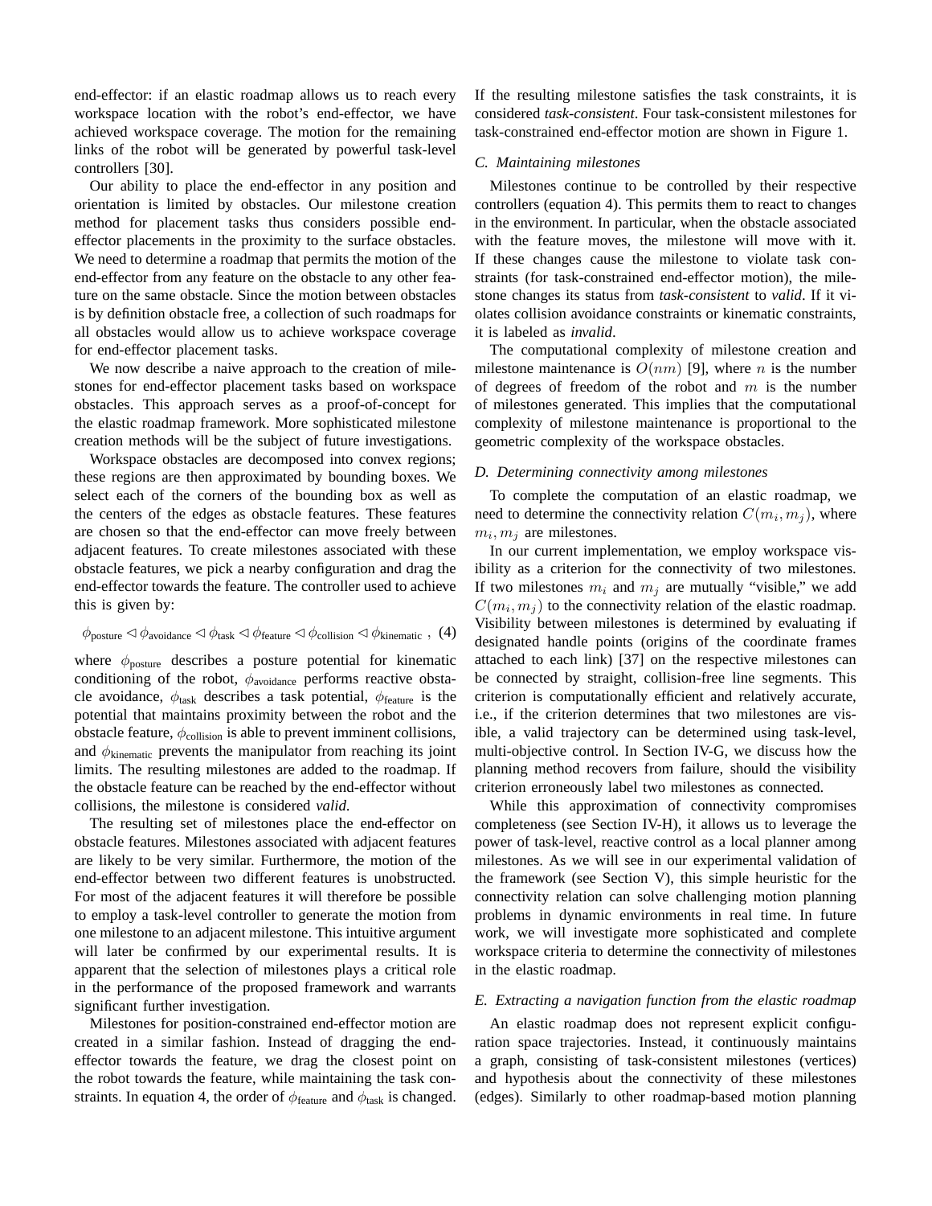end-effector: if an elastic roadmap allows us to reach every workspace location with the robot's end-effector, we have achieved workspace coverage. The motion for the remaining links of the robot will be generated by powerful task-level controllers [30].

Our ability to place the end-effector in any position and orientation is limited by obstacles. Our milestone creation method for placement tasks thus considers possible end-effector placements in the proximity to the surface obstacles. We need to determine a roadmap that permits the motion of the end-effector from any feature on the obstacle to any other feature on the same obstacle. Since the motion between obstacles is by definition obstacle free, a collection of such roadmaps for all obstacles would allow us to achieve workspace coverage for end-effector placement tasks.

We now describe a naive approach to the creation of milestones for end-effector placement tasks based on workspace obstacles. This approach serves as a proof-of-concept for the elastic roadmap framework. More sophisticated milestone creation methods will be the subject of future investigations.

Workspace obstacles are decomposed into convex regions; these regions are then approximated by bounding boxes. We select each of the corners of the bounding box as well as the centers of the edges as obstacle features. These features are chosen so that the end-effector can move freely between adjacent features. To create milestones associated with these obstacle features, we pick a nearby configuration and drag the end-effector towards the feature. The controller used to achieve this is given by:

$$\phi_{\text{posture}} \lhd \phi_{\text{avoidance}} \lhd \phi_{\text{task}} \lhd \phi_{\text{feature}} \lhd \phi_{\text{collision}} \lhd \phi_{\text{kinematic}} \;, \quad (4)$$

where $\phi_{\text{posture}}$ describes a posture potential for kinematic conditioning of the robot, $\phi_{\text{avoidance}}$ performs reactive obstacle avoidance, $\phi_{\text{task}}$ describes a task potential, $\phi_{\text{feature}}$ is the potential that maintains proximity between the robot and the obstacle feature, $\phi_{\text{collision}}$ is able to prevent imminent collisions, and $\phi_{\text{kinematic}}$ prevents the manipulator from reaching its joint limits. The resulting milestones are added to the roadmap. If the obstacle feature can be reached by the end-effector without collisions, the milestone is considered *valid*.

The resulting set of milestones place the end-effector on obstacle features. Milestones associated with adjacent features are likely to be very similar. Furthermore, the motion of the end-effector between two different features is unobstructed. For most of the adjacent features it will therefore be possible to employ a task-level controller to generate the motion from one milestone to an adjacent milestone. This intuitive argument will later be confirmed by our experimental results. It is apparent that the selection of milestones plays a critical role in the performance of the proposed framework and warrants significant further investigation.

Milestones for position-constrained end-effector motion are created in a similar fashion. Instead of dragging the end-effector towards the feature, we drag the closest point on the robot towards the feature, while maintaining the task constraints. In equation 4, the order of $\phi_{\text{feature}}$ and $\phi_{\text{task}}$ is changed. If the resulting milestone satisfies the task constraints, it is considered *task-consistent*. Four task-consistent milestones for task-constrained end-effector motion are shown in Figure 1.

### C. Maintaining milestones

Milestones continue to be controlled by their respective controllers (equation 4). This permits them to react to changes in the environment. In particular, when the obstacle associated with the feature moves, the milestone will move with it. If these changes cause the milestone to violate task constraints (for task-constrained end-effector motion), the milestone changes its status from *task-consistent* to *valid*. If it violates collision avoidance constraints or kinematic constraints, it is labeled as *invalid*.

The computational complexity of milestone creation and milestone maintenance is $O(nm)$ [9], where $n$ is the number of degrees of freedom of the robot and $m$ is the number of milestones generated. This implies that the computational complexity of milestone maintenance is proportional to the geometric complexity of the workspace obstacles.

### D. Determining connectivity among milestones

To complete the computation of an elastic roadmap, we need to determine the connectivity relation $C(m_i, m_j)$, where $m_i, m_j$ are milestones.

In our current implementation, we employ workspace visibility as a criterion for the connectivity of two milestones. If two milestones $m_i$ and $m_j$ are mutually "visible," we add $C(m_i, m_j)$ to the connectivity relation of the elastic roadmap. Visibility between milestones is determined by evaluating if designated handle points (origins of the coordinate frames attached to each link) [37] on the respective milestones can be connected by straight, collision-free line segments. This criterion is computationally efficient and relatively accurate, i.e., if the criterion determines that two milestones are visible, a valid trajectory can be determined using task-level, multi-objective control. In Section IV-G, we discuss how the planning method recovers from failure, should the visibility criterion erroneously label two milestones as connected.

While this approximation of connectivity compromises completeness (see Section IV-H), it allows us to leverage the power of task-level, reactive control as a local planner among milestones. As we will see in our experimental validation of the framework (see Section V), this simple heuristic for the connectivity relation can solve challenging motion planning problems in dynamic environments in real time. In future work, we will investigate more sophisticated and complete workspace criteria to determine the connectivity of milestones in the elastic roadmap.

### E. Extracting a navigation function from the elastic roadmap

An elastic roadmap does not represent explicit configuration space trajectories. Instead, it continuously maintains a graph, consisting of task-consistent milestones (vertices) and hypothesis about the connectivity of these milestones (edges). Similarly to other roadmap-based motion planning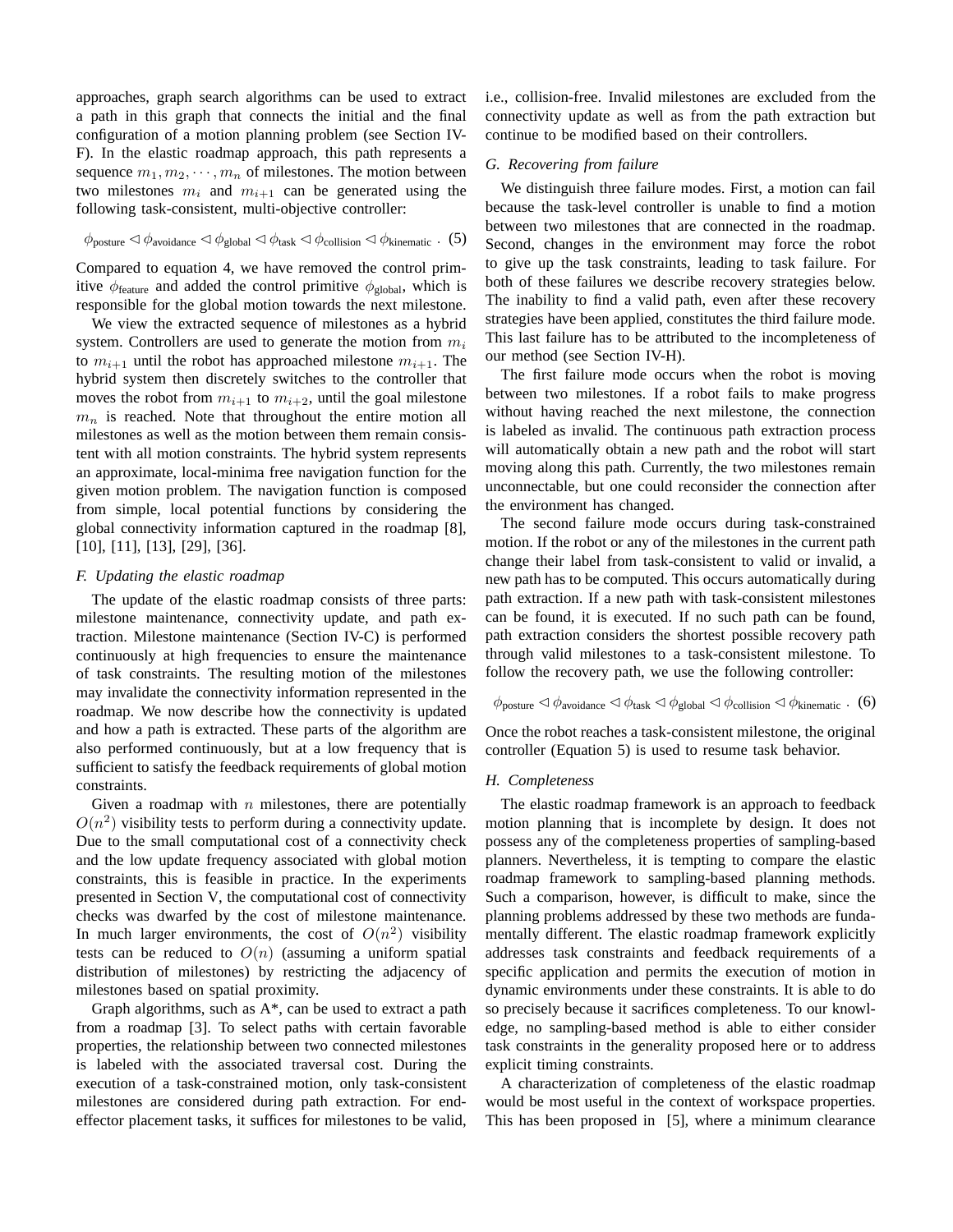approaches, graph search algorithms can be used to extract a path in this graph that connects the initial and the final configuration of a motion planning problem (see Section IV-F). In the elastic roadmap approach, this path represents a sequence $m_1, m_2, \cdots, m_n$ of milestones. The motion between two milestones $m_i$ and $m_{i+1}$ can be generated using the following task-consistent, multi-objective controller:

$$\phi_{\text{posture}} \lhd \phi_{\text{avoidance}} \lhd \phi_{\text{global}} \lhd \phi_{\text{task}} \lhd \phi_{\text{collision}} \lhd \phi_{\text{kinematic}} \ . \quad (5)$$

Compared to equation 4, we have removed the control primitive $\phi_{\text{feature}}$ and added the control primitive $\phi_{\text{global}}$, which is responsible for the global motion towards the next milestone.

We view the extracted sequence of milestones as a hybrid system. Controllers are used to generate the motion from $m_i$ to $m_{i+1}$ until the robot has approached milestone $m_{i+1}$. The hybrid system then discretely switches to the controller that moves the robot from $m_{i+1}$ to $m_{i+2}$, until the goal milestone $m_n$ is reached. Note that throughout the entire motion all milestones as well as the motion between them remain consistent with all motion constraints. The hybrid system represents an approximate, local-minima free navigation function for the given motion problem. The navigation function is composed from simple, local potential functions by considering the global connectivity information captured in the roadmap [8], [10], [11], [13], [29], [36].

### F. Updating the elastic roadmap

The update of the elastic roadmap consists of three parts: milestone maintenance, connectivity update, and path extraction. Milestone maintenance (Section IV-C) is performed continuously at high frequencies to ensure the maintenance of task constraints. The resulting motion of the milestones may invalidate the connectivity information represented in the roadmap. We now describe how the connectivity is updated and how a path is extracted. These parts of the algorithm are also performed continuously, but at a low frequency that is sufficient to satisfy the feedback requirements of global motion constraints.

Given a roadmap with $n$ milestones, there are potentially $O(n^2)$ visibility tests to perform during a connectivity update. Due to the small computational cost of a connectivity check and the low update frequency associated with global motion constraints, this is feasible in practice. In the experiments presented in Section V, the computational cost of connectivity checks was dwarfed by the cost of milestone maintenance. In much larger environments, the cost of $O(n^2)$ visibility tests can be reduced to $O(n)$ (assuming a uniform spatial distribution of milestones) by restricting the adjacency of milestones based on spatial proximity.

Graph algorithms, such as A*, can be used to extract a path from a roadmap [3]. To select paths with certain favorable properties, the relationship between two connected milestones is labeled with the associated traversal cost. During the execution of a task-constrained motion, only task-consistent milestones are considered during path extraction. For end-effector placement tasks, it suffices for milestones to be valid, i.e., collision-free. Invalid milestones are excluded from the connectivity update as well as from the path extraction but continue to be modified based on their controllers.

### G. Recovering from failure

We distinguish three failure modes. First, a motion can fail because the task-level controller is unable to find a motion between two milestones that are connected in the roadmap. Second, changes in the environment may force the robot to give up the task constraints, leading to task failure. For both of these failures we describe recovery strategies below. The inability to find a valid path, even after these recovery strategies have been applied, constitutes the third failure mode. This last failure has to be attributed to the incompleteness of our method (see Section IV-H).

The first failure mode occurs when the robot is moving between two milestones. If a robot fails to make progress without having reached the next milestone, the connection is labeled as invalid. The continuous path extraction process will automatically obtain a new path and the robot will start moving along this path. Currently, the two milestones remain unconnectable, but one could reconsider the connection after the environment has changed.

The second failure mode occurs during task-constrained motion. If the robot or any of the milestones in the current path change their label from task-consistent to valid or invalid, a new path has to be computed. This occurs automatically during path extraction. If a new path with task-consistent milestones can be found, it is executed. If no such path can be found, path extraction considers the shortest possible recovery path through valid milestones to a task-consistent milestone. To follow the recovery path, we use the following controller:

$$\phi_{\text{posture}} \lhd \phi_{\text{avoidance}} \lhd \phi_{\text{task}} \lhd \phi_{\text{global}} \lhd \phi_{\text{collision}} \lhd \phi_{\text{kinematic}} \ . \quad (6)$$

Once the robot reaches a task-consistent milestone, the original controller (Equation 5) is used to resume task behavior.

### H. Completeness

The elastic roadmap framework is an approach to feedback motion planning that is incomplete by design. It does not possess any of the completeness properties of sampling-based planners. Nevertheless, it is tempting to compare the elastic roadmap framework to sampling-based planning methods. Such a comparison, however, is difficult to make, since the planning problems addressed by these two methods are fundamentally different. The elastic roadmap framework explicitly addresses task constraints and feedback requirements of a specific application and permits the execution of motion in dynamic environments under these constraints. It is able to do so precisely because it sacrifices completeness. To our knowledge, no sampling-based method is able to either consider task constraints in the generality proposed here or to address explicit timing constraints.

A characterization of completeness of the elastic roadmap would be most useful in the context of workspace properties. This has been proposed in [5], where a minimum clearance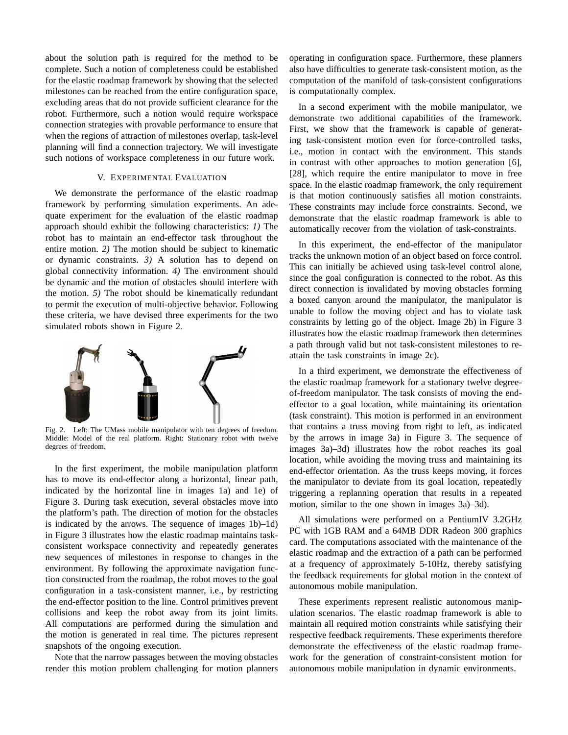about the solution path is required for the method to be complete. Such a notion of completeness could be established for the elastic roadmap framework by showing that the selected milestones can be reached from the entire configuration space, excluding areas that do not provide sufficient clearance for the robot. Furthermore, such a notion would require workspace connection strategies with provable performance to ensure that when the regions of attraction of milestones overlap, task-level planning will find a connection trajectory. We will investigate such notions of workspace completeness in our future work.

## V. Experimental Evaluation

We demonstrate the performance of the elastic roadmap framework by performing simulation experiments. An adequate experiment for the evaluation of the elastic roadmap approach should exhibit the following characteristics: *1)* The robot has to maintain an end-effector task throughout the entire motion. *2)* The motion should be subject to kinematic or dynamic constraints. *3)* A solution has to depend on global connectivity information. *4)* The environment should be dynamic and the motion of obstacles should interfere with the motion. *5)* The robot should be kinematically redundant to permit the execution of multi-objective behavior. Following these criteria, we have devised three experiments for the two simulated robots shown in Figure 2.

Fig. 2. Left: The UMass mobile manipulator with ten degrees of freedom. Middle: Model of the real platform. Right: Stationary robot with twelve degrees of freedom.

In the first experiment, the mobile manipulation platform has to move its end-effector along a horizontal, linear path, indicated by the horizontal line in images 1a) and 1e) of Figure 3. During task execution, several obstacles move into the platform's path. The direction of motion for the obstacles is indicated by the arrows. The sequence of images 1b)–1d) in Figure 3 illustrates how the elastic roadmap maintains task-consistent workspace connectivity and repeatedly generates new sequences of milestones in response to changes in the environment. By following the approximate navigation function constructed from the roadmap, the robot moves to the goal configuration in a task-consistent manner, i.e., by restricting the end-effector position to the line. Control primitives prevent collisions and keep the robot away from its joint limits. All computations are performed during the simulation and the motion is generated in real time. The pictures represent snapshots of the ongoing execution.

Note that the narrow passages between the moving obstacles render this motion problem challenging for motion planners operating in configuration space. Furthermore, these planners also have difficulties to generate task-consistent motion, as the computation of the manifold of task-consistent configurations is computationally complex.

In a second experiment with the mobile manipulator, we demonstrate two additional capabilities of the framework. First, we show that the framework is capable of generating task-consistent motion even for force-controlled tasks, i.e., motion in contact with the environment. This stands in contrast with other approaches to motion generation [6], [28], which require the entire manipulator to move in free space. In the elastic roadmap framework, the only requirement is that motion continuously satisfies all motion constraints. These constraints may include force constraints. Second, we demonstrate that the elastic roadmap framework is able to automatically recover from the violation of task-constraints.

In this experiment, the end-effector of the manipulator tracks the unknown motion of an object based on force control. This can initially be achieved using task-level control alone, since the goal configuration is connected to the robot. As this direct connection is invalidated by moving obstacles forming a boxed canyon around the manipulator, the manipulator is unable to follow the moving object and has to violate task constraints by letting go of the object. Image 2b) in Figure 3 illustrates how the elastic roadmap framework then determines a path through valid but not task-consistent milestones to reattain the task constraints in image 2c).

In a third experiment, we demonstrate the effectiveness of the elastic roadmap framework for a stationary twelve degree-of-freedom manipulator. The task consists of moving the end-effector to a goal location, while maintaining its orientation (task constraint). This motion is performed in an environment that contains a truss moving from right to left, as indicated by the arrows in image 3a) in Figure 3. The sequence of images 3a)–3d) illustrates how the robot reaches its goal location, while avoiding the moving truss and maintaining its end-effector orientation. As the truss keeps moving, it forces the manipulator to deviate from its goal location, repeatedly triggering a replanning operation that results in a repeated motion, similar to the one shown in images 3a)–3d).

All simulations were performed on a PentiumIV 3.2GHz PC with 1GB RAM and a 64MB DDR Radeon 300 graphics card. The computations associated with the maintenance of the elastic roadmap and the extraction of a path can be performed at a frequency of approximately 5-10Hz, thereby satisfying the feedback requirements for global motion in the context of autonomous mobile manipulation.

These experiments represent realistic autonomous manipulation scenarios. The elastic roadmap framework is able to maintain all required motion constraints while satisfying their respective feedback requirements. These experiments therefore demonstrate the effectiveness of the elastic roadmap framework for the generation of constraint-consistent motion for autonomous mobile manipulation in dynamic environments.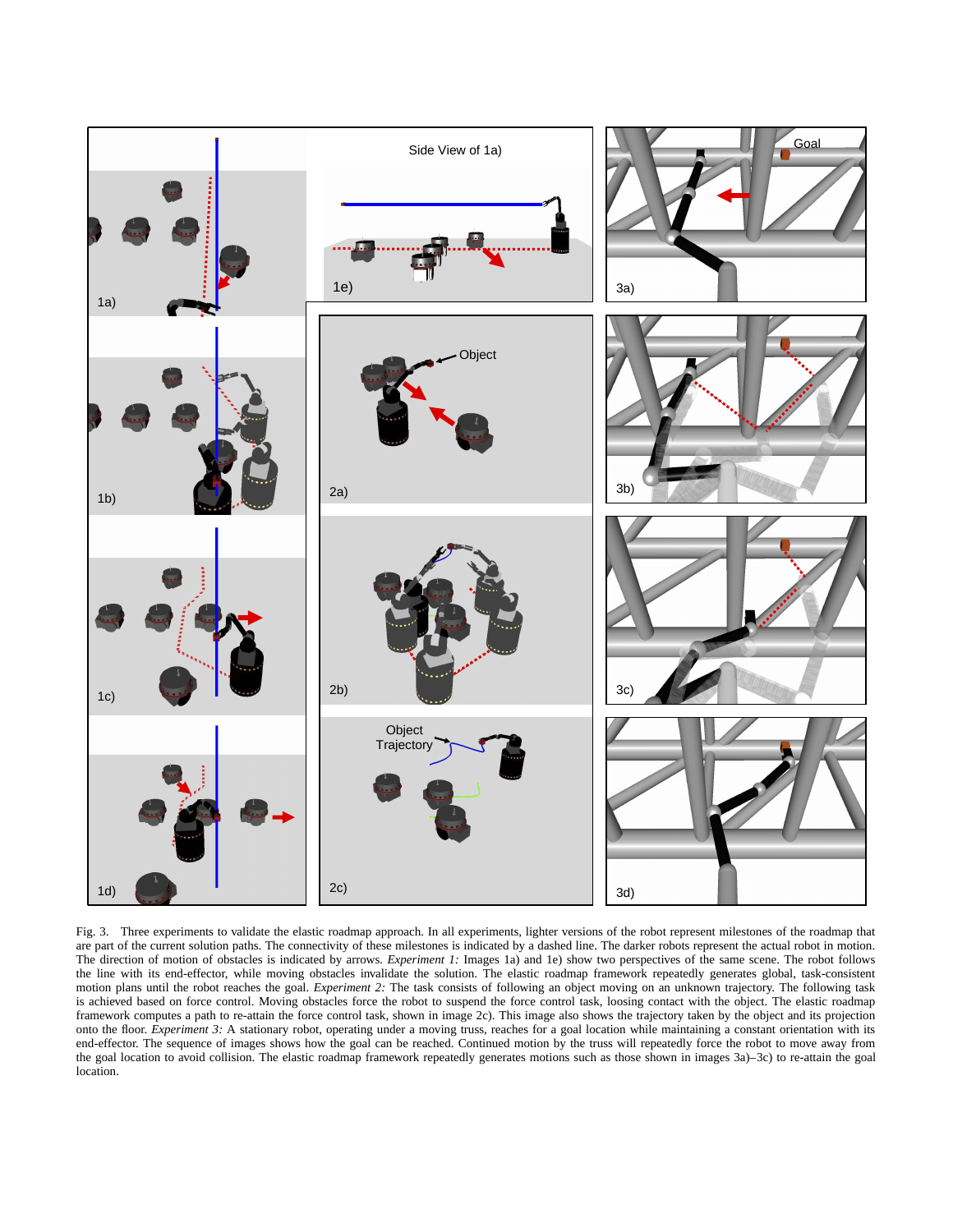Fig. 3. Three experiments to validate the elastic roadmap approach. In all experiments, lighter versions of the robot represent milestones of the roadmap that are part of the current solution paths. The connectivity of these milestones is indicated by a dashed line. The darker robots represent the actual robot in motion. The direction of motion of obstacles is indicated by arrows. *Experiment 1:* Images 1a) and 1e) show two perspectives of the same scene. The robot follows the line with its end-effector, while moving obstacles invalidate the solution. The elastic roadmap framework repeatedly generates global, task-consistent motion plans until the robot reaches the goal. *Experiment 2:* The task consists of following an object moving on an unknown trajectory. The following task is achieved based on force control. Moving obstacles force the robot to suspend the force control task, loosing contact with the object. The elastic roadmap framework computes a path to re-attain the force control task, shown in image 2c). This image also shows the trajectory taken by the object and its projection onto the floor. *Experiment 3:* A stationary robot, operating under a moving truss, reaches for a goal location while maintaining a constant orientation with its end-effector. The sequence of images shows how the goal can be reached. Continued motion by the truss will repeatedly force the robot to move away from the goal location to avoid collision. The elastic roadmap framework repeatedly generates motions such as those shown in images 3a)–3c) to re-attain the goal location.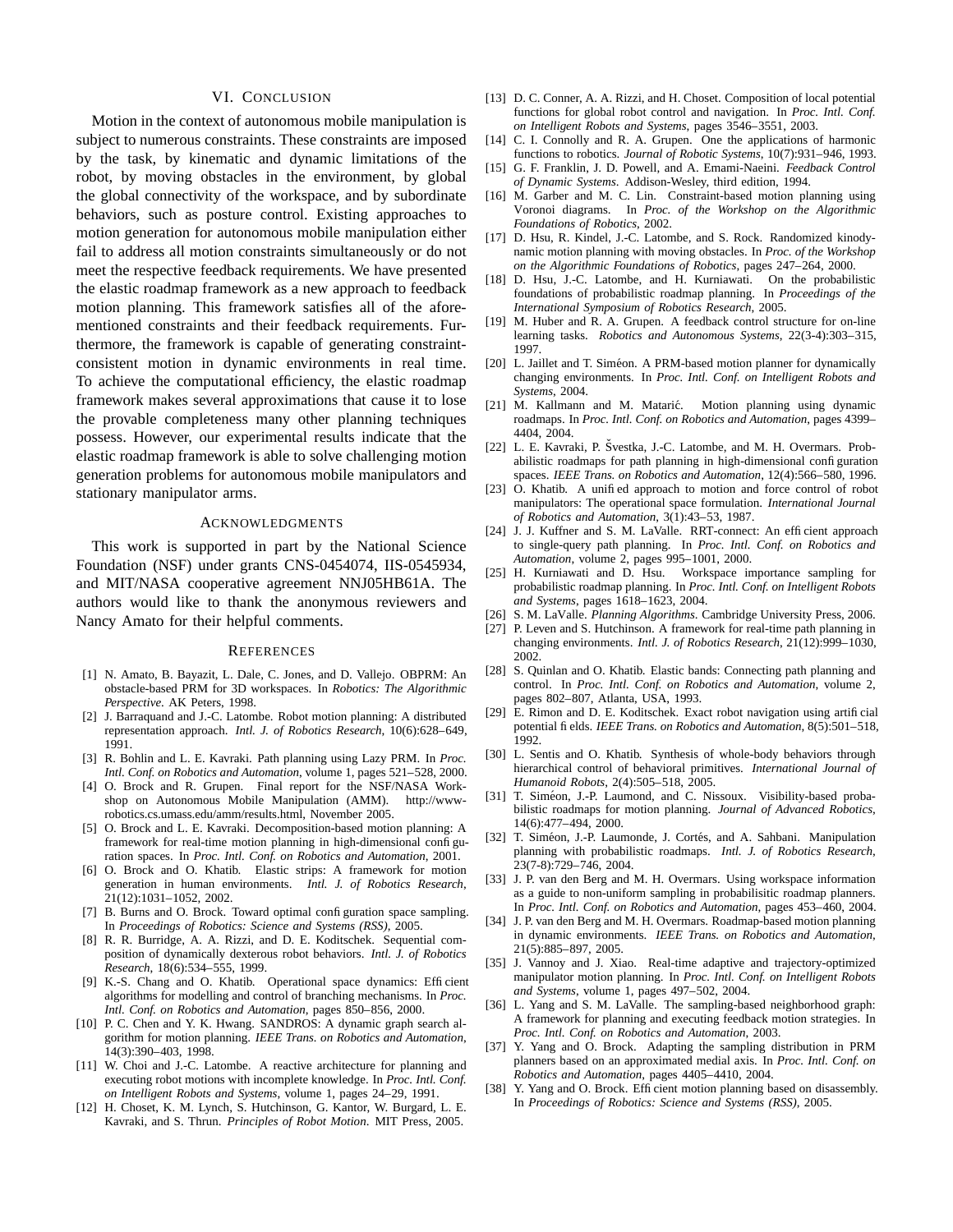## VI. Conclusion

Motion in the context of autonomous mobile manipulation is subject to numerous constraints. These constraints are imposed by the task, by kinematic and dynamic limitations of the robot, by moving obstacles in the environment, by global the global connectivity of the workspace, and by subordinate behaviors, such as posture control. Existing approaches to motion generation for autonomous mobile manipulation either fail to address all motion constraints simultaneously or do not meet the respective feedback requirements. We have presented the elastic roadmap framework as a new approach to feedback motion planning. This framework satisfies all of the aforementioned constraints and their feedback requirements. Furthermore, the framework is capable of generating constraint-consistent motion in dynamic environments in real time. To achieve the computational efficiency, the elastic roadmap framework makes several approximations that cause it to lose the provable completeness many other planning techniques possess. However, our experimental results indicate that the elastic roadmap framework is able to solve challenging motion generation problems for autonomous mobile manipulators and stationary manipulator arms.

## Acknowledgments

This work is supported in part by the National Science Foundation (NSF) under grants CNS-0454074, IIS-0545934, and MIT/NASA cooperative agreement NNJ05HB61A. The authors would like to thank the anonymous reviewers and Nancy Amato for their helpful comments.

## References

[1] N. Amato, B. Bayazit, L. Dale, C. Jones, and D. Vallejo. OBPRM: An obstacle-based PRM for 3D workspaces. In *Robotics: The Algorithmic Perspective*. AK Peters, 1998.

[2] J. Barraquand and J.-C. Latombe. Robot motion planning: A distributed representation approach. *Intl. J. of Robotics Research*, 10(6):628–649, 1991.

[3] R. Bohlin and L. E. Kavraki. Path planning using Lazy PRM. In *Proc. Intl. Conf. on Robotics and Automation*, volume 1, pages 521–528, 2000.

[4] O. Brock and R. Grupen. Final report for the NSF/NASA Workshop on Autonomous Mobile Manipulation (AMM). http://www-robotics.cs.umass.edu/amm/results.html, November 2005.

[5] O. Brock and L. E. Kavraki. Decomposition-based motion planning: A framework for real-time motion planning in high-dimensional configuration spaces. In *Proc. Intl. Conf. on Robotics and Automation*, 2001.

[6] O. Brock and O. Khatib. Elastic strips: A framework for motion generation in human environments. *Intl. J. of Robotics Research*, 21(12):1031–1052, 2002.

[7] B. Burns and O. Brock. Toward optimal configuration space sampling. In *Proceedings of Robotics: Science and Systems (RSS)*, 2005.

[8] R. R. Burridge, A. A. Rizzi, and D. E. Koditschek. Sequential composition of dynamically dexterous robot behaviors. *Intl. J. of Robotics Research*, 18(6):534–555, 1999.

[9] K.-S. Chang and O. Khatib. Operational space dynamics: Efficient algorithms for modelling and control of branching mechanisms. In *Proc. Intl. Conf. on Robotics and Automation*, pages 850–856, 2000.

[10] P. C. Chen and Y. K. Hwang. SANDROS: A dynamic graph search algorithm for motion planning. *IEEE Trans. on Robotics and Automation*, 14(3):390–403, 1998.

[11] W. Choi and J.-C. Latombe. A reactive architecture for planning and executing robot motions with incomplete knowledge. In *Proc. Intl. Conf. on Intelligent Robots and Systems*, volume 1, pages 24–29, 1991.

[12] H. Choset, K. M. Lynch, S. Hutchinson, G. Kantor, W. Burgard, L. E. Kavraki, and S. Thrun. *Principles of Robot Motion*. MIT Press, 2005.

[13] D. C. Conner, A. A. Rizzi, and H. Choset. Composition of local potential functions for global robot control and navigation. In *Proc. Intl. Conf. on Intelligent Robots and Systems*, pages 3546–3551, 2003.

[14] C. I. Connolly and R. A. Grupen. One the applications of harmonic functions to robotics. *Journal of Robotic Systems*, 10(7):931–946, 1993.

[15] G. F. Franklin, J. D. Powell, and A. Emami-Naeini. *Feedback Control of Dynamic Systems*. Addison-Wesley, third edition, 1994.

[16] M. Garber and M. C. Lin. Constraint-based motion planning using Voronoi diagrams. In *Proc. of the Workshop on the Algorithmic Foundations of Robotics*, 2002.

[17] D. Hsu, R. Kindel, J.-C. Latombe, and S. Rock. Randomized kinodynamic motion planning with moving obstacles. In *Proc. of the Workshop on the Algorithmic Foundations of Robotics*, pages 247–264, 2000.

[18] D. Hsu, J.-C. Latombe, and H. Kurniawati. On the probabilistic foundations of probabilistic roadmap planning. In *Proceedings of the International Symposium of Robotics Research*, 2005.

[19] M. Huber and R. A. Grupen. A feedback control structure for on-line learning tasks. *Robotics and Autonomous Systems*, 22(3-4):303–315, 1997.

[20] L. Jaillet and T. Siméon. A PRM-based motion planner for dynamically changing environments. In *Proc. Intl. Conf. on Intelligent Robots and Systems*, 2004.

[21] M. Kallmann and M. Matarić. Motion planning using dynamic roadmaps. In *Proc. Intl. Conf. on Robotics and Automation*, pages 4399–4404, 2004.

[22] L. E. Kavraki, P. Švestka, J.-C. Latombe, and M. H. Overmars. Probabilistic roadmaps for path planning in high-dimensional configuration spaces. *IEEE Trans. on Robotics and Automation*, 12(4):566–580, 1996.

[23] O. Khatib. A unified approach to motion and force control of robot manipulators: The operational space formulation. *International Journal of Robotics and Automation*, 3(1):43–53, 1987.

[24] J. J. Kuffner and S. M. LaValle. RRT-connect: An efficient approach to single-query path planning. In *Proc. Intl. Conf. on Robotics and Automation*, volume 2, pages 995–1001, 2000.

[25] H. Kurniawati and D. Hsu. Workspace importance sampling for probabilistic roadmap planning. In *Proc. Intl. Conf. on Intelligent Robots and Systems*, pages 1618–1623, 2004.

[26] S. M. LaValle. *Planning Algorithms*. Cambridge University Press, 2006.

[27] P. Leven and S. Hutchinson. A framework for real-time path planning in changing environments. *Intl. J. of Robotics Research*, 21(12):999–1030, 2002.

[28] S. Quinlan and O. Khatib. Elastic bands: Connecting path planning and control. In *Proc. Intl. Conf. on Robotics and Automation*, volume 2, pages 802–807, Atlanta, USA, 1993.

[29] E. Rimon and D. E. Koditschek. Exact robot navigation using artificial potential fields. *IEEE Trans. on Robotics and Automation*, 8(5):501–518, 1992.

[30] L. Sentis and O. Khatib. Synthesis of whole-body behaviors through hierarchical control of behavioral primitives. *International Journal of Humanoid Robots*, 2(4):505–518, 2005.

[31] T. Siméon, J.-P. Laumond, and C. Nissoux. Visibility-based probabilistic roadmaps for motion planning. *Journal of Advanced Robotics*, 14(6):477–494, 2000.

[32] T. Siméon, J.-P. Laumonde, J. Cortés, and A. Sahbani. Manipulation planning with probabilistic roadmaps. *Intl. J. of Robotics Research*, 23(7-8):729–746, 2004.

[33] J. P. van den Berg and M. H. Overmars. Using workspace information as a guide to non-uniform sampling in probabilisitic roadmap planners. In *Proc. Intl. Conf. on Robotics and Automation*, pages 453–460, 2004.

[34] J. P. van den Berg and M. H. Overmars. Roadmap-based motion planning in dynamic environments. *IEEE Trans. on Robotics and Automation*, 21(5):885–897, 2005.

[35] J. Vannoy and J. Xiao. Real-time adaptive and trajectory-optimized manipulator motion planning. In *Proc. Intl. Conf. on Intelligent Robots and Systems*, volume 1, pages 497–502, 2004.

[36] L. Yang and S. M. LaValle. The sampling-based neighborhood graph: A framework for planning and executing feedback motion strategies. In *Proc. Intl. Conf. on Robotics and Automation*, 2003.

[37] Y. Yang and O. Brock. Adapting the sampling distribution in PRM planners based on an approximated medial axis. In *Proc. Intl. Conf. on Robotics and Automation*, pages 4405–4410, 2004.

[38] Y. Yang and O. Brock. Efficient motion planning based on disassembly. In *Proceedings of Robotics: Science and Systems (RSS)*, 2005.